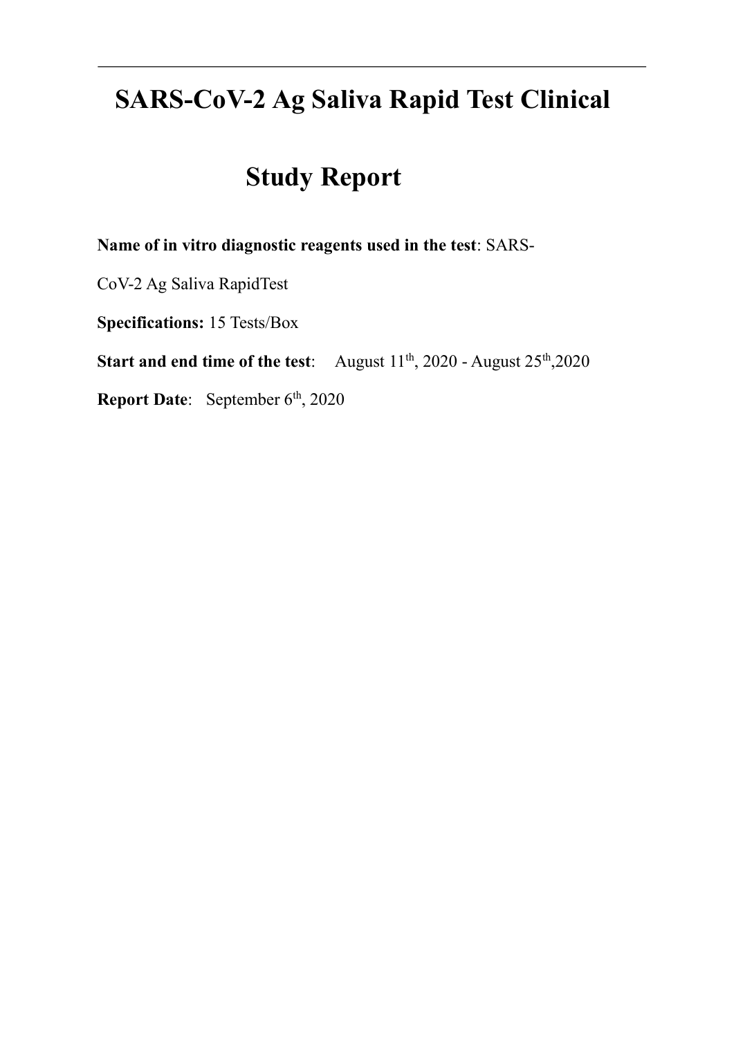# SARS-CoV-2 Ag Saliva Rapid Test Clinical Study Report

**Name of in vitro diagnostic reagents used in the test**: SARS-CoV-2 Ag Saliva RapidTest

**Specifications:** 15 Tests/Box

**Start and end time of the test**: August 11th, 2020 - August 25th,2020

**Report Date**: September 6th, 2020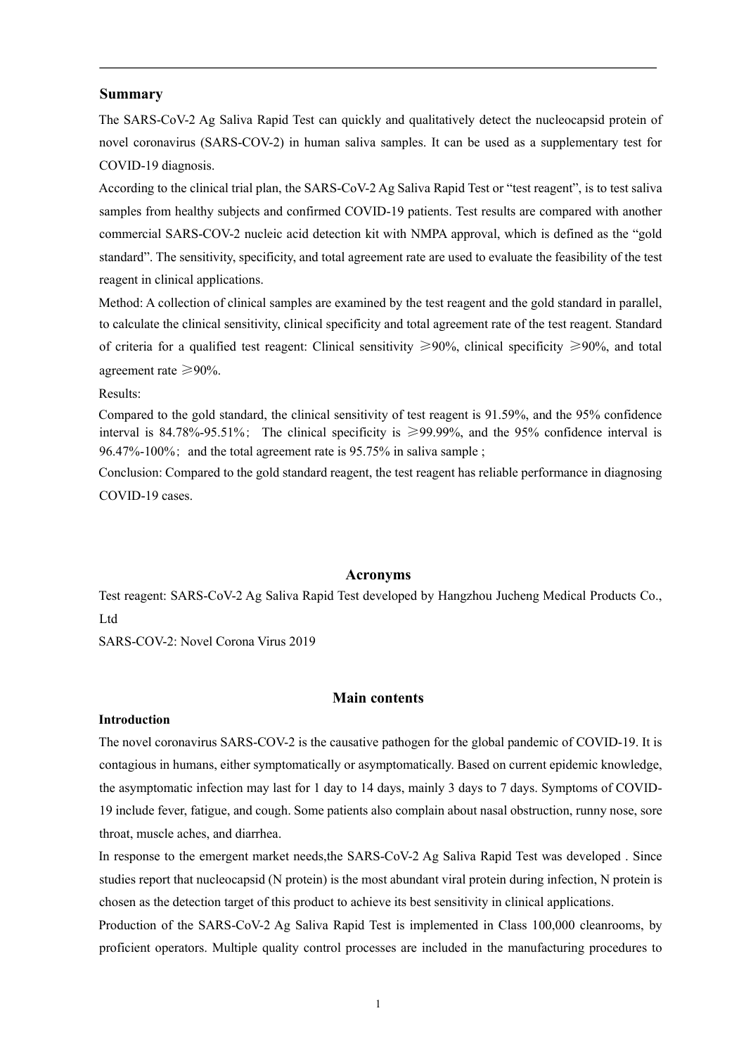## Summary

The SARS-CoV-2 Ag Saliva Rapid Test can quickly and qualitatively detect the nucleocapsid protein of novel coronavirus (SARS-COV-2) in human saliva samples. It can be used as a supplementary test for COVID-19 diagnosis.

According to the clinical trial plan, the SARS-CoV-2 Ag Saliva Rapid Test or "test reagent", is to test saliva samples from healthy subjects and confirmed COVID-19 patients. Test results are compared with another commercial SARS-COV-2 nucleic acid detection kit with NMPA approval, which is defined as the "gold standard". The sensitivity, specificity, and total agreement rate are used to evaluate the feasibility of the test reagent in clinical applications.

Method: A collection of clinical samples are examined by the test reagent and the gold standard in parallel, to calculate the clinical sensitivity, clinical specificity and total agreement rate of the test reagent. Standard of criteria for a qualified test reagent: Clinical sensitivity ≥90%, clinical specificity ≥90%, and total agreement rate ≥90%.

Results:

Compared to the gold standard, the clinical sensitivity of test reagent is 91.59%, and the 95% confidence interval is 84.78%-95.51%; The clinical specificity is ≥99.99%, and the 95% confidence interval is 96.47%-100%; and the total agreement rate is 95.75% in saliva sample ;

Conclusion: Compared to the gold standard reagent, the test reagent has reliable performance in diagnosing COVID-19 cases.

## Acronyms

Test reagent: SARS-CoV-2 Ag Saliva Rapid Test developed by Hangzhou Jucheng Medical Products Co., Ltd

SARS-COV-2: Novel Corona Virus 2019

## Main contents

### Introduction

The novel coronavirus SARS-COV-2 is the causative pathogen for the global pandemic of COVID-19. It is contagious in humans, either symptomatically or asymptomatically. Based on current epidemic knowledge, the asymptomatic infection may last for 1 day to 14 days, mainly 3 days to 7 days. Symptoms of COVID-19 include fever, fatigue, and cough. Some patients also complain about nasal obstruction, runny nose, sore throat, muscle aches, and diarrhea.

In response to the emergent market needs,the SARS-CoV-2 Ag Saliva Rapid Test was developed . Since studies report that nucleocapsid (N protein) is the most abundant viral protein during infection, N protein is chosen as the detection target of this product to achieve its best sensitivity in clinical applications.

Production of the SARS-CoV-2 Ag Saliva Rapid Test is implemented in Class 100,000 cleanrooms, by proficient operators. Multiple quality control processes are included in the manufacturing procedures to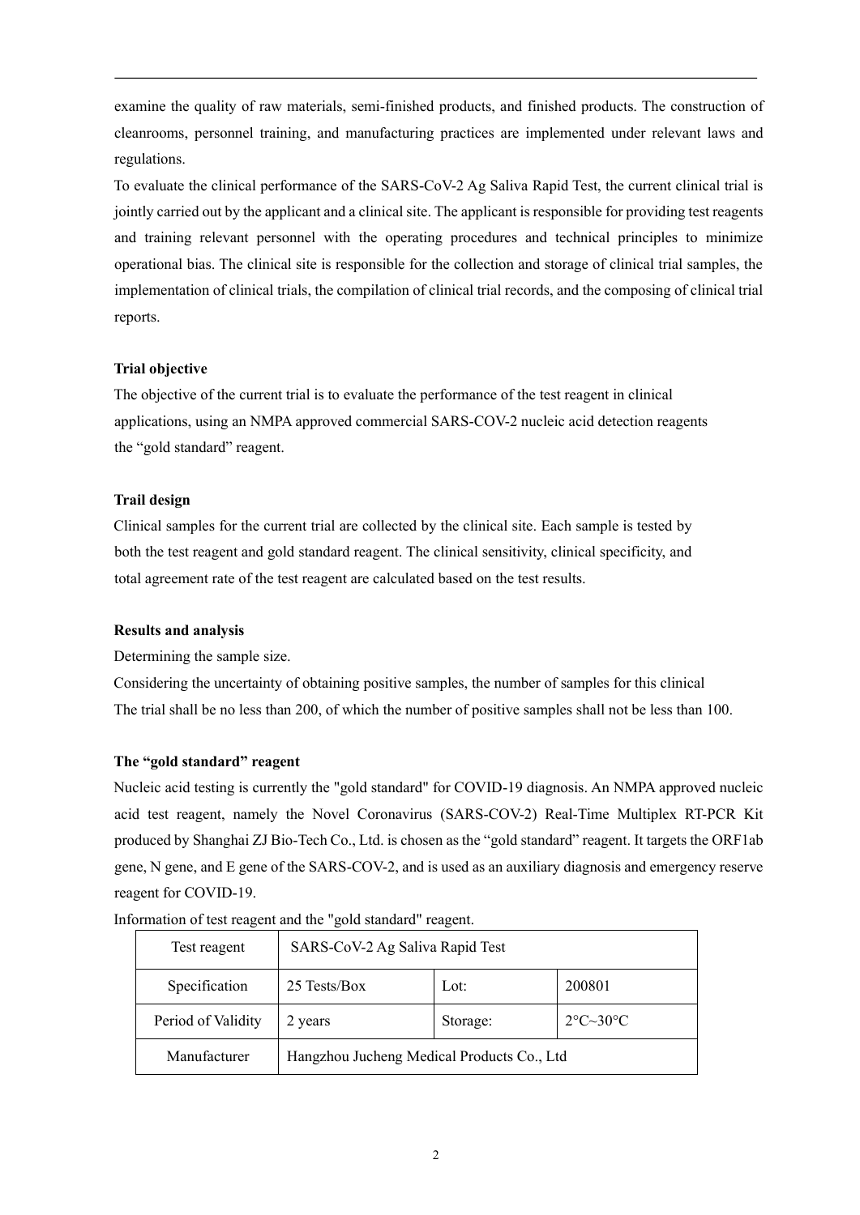examine the quality of raw materials, semi-finished products, and finished products. The construction of cleanrooms, personnel training, and manufacturing practices are implemented under relevant laws and regulations.

To evaluate the clinical performance of the SARS-CoV-2 Ag Saliva Rapid Test, the current clinical trial is jointly carried out by the applicant and a clinical site. The applicant is responsible for providing test reagents and training relevant personnel with the operating procedures and technical principles to minimize operational bias. The clinical site is responsible for the collection and storage of clinical trial samples, the implementation of clinical trials, the compilation of clinical trial records, and the composing of clinical trial reports.

**Trial objective**

The objective of the current trial is to evaluate the performance of the test reagent in clinical applications, using an NMPA approved commercial SARS-COV-2 nucleic acid detection reagents the "gold standard" reagent.

**Trail design**

Clinical samples for the current trial are collected by the clinical site. Each sample is tested by both the test reagent and gold standard reagent. The clinical sensitivity, clinical specificity, and total agreement rate of the test reagent are calculated based on the test results.

**Results and analysis**

Determining the sample size.

Considering the uncertainty of obtaining positive samples, the number of samples for this clinical The trial shall be no less than 200, of which the number of positive samples shall not be less than 100.

**The "gold standard" reagent**

Nucleic acid testing is currently the "gold standard" for COVID-19 diagnosis. An NMPA approved nucleic acid test reagent, namely the Novel Coronavirus (SARS-COV-2) Real-Time Multiplex RT-PCR Kit produced by Shanghai ZJ Bio-Tech Co., Ltd. is chosen as the "gold standard" reagent. It targets the ORF1ab gene, N gene, and E gene of the SARS-COV-2, and is used as an auxiliary diagnosis and emergency reserve reagent for COVID-19.

Information of test reagent and the "gold standard" reagent.

| Test reagent | SARS-CoV-2 Ag Saliva Rapid Test | | |
|---|---|---|---|
| Specification | 25 Tests/Box | Lot: | 200801 |
| Period of Validity | 2 years | Storage: | 2°C~30°C |
| Manufacturer | Hangzhou Jucheng Medical Products Co., Ltd | | |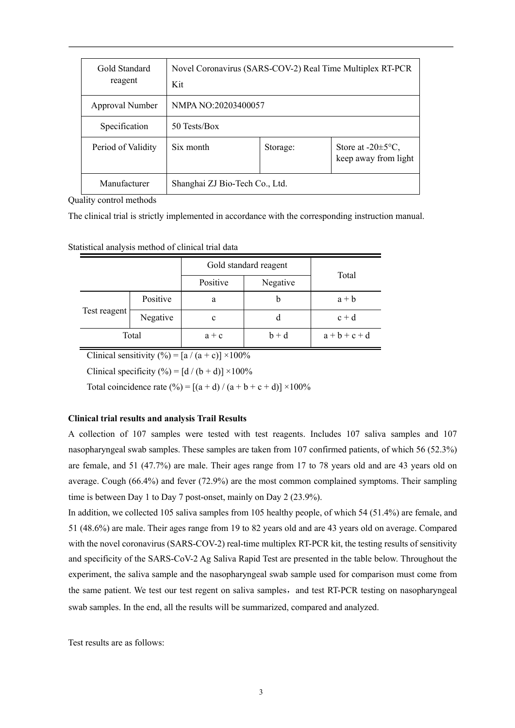| Gold Standard reagent | Novel Coronavirus (SARS-COV-2) Real Time Multiplex RT-PCR Kit | | |
|---|---|---|---|
| Approval Number | NMPA NO:20203400057 | | |
| Specification | 50 Tests/Box | | |
| Period of Validity | Six month | Storage: | Store at -20±5°C, keep away from light |
| Manufacturer | Shanghai ZJ Bio-Tech Co., Ltd. | | |

Quality control methods

The clinical trial is strictly implemented in accordance with the corresponding instruction manual.

Statistical analysis method of clinical trial data

| | | Gold standard reagent | | Total |
|---|---|---|---|---|
| | | Positive | Negative | |
| Test reagent | Positive | a | b | a + b |
| | Negative | c | d | c + d |
| Total | | a + c | b + d | a + b + c + d |

Clinical sensitivity (%) = $[a / (a + c)] \times 100\%$

Clinical specificity (%) = $[d / (b + d)] \times 100\%$

Total coincidence rate (%) = $[(a + d) / (a + b + c + d)] \times 100\%$

**Clinical trial results and analysis Trail Results**

A collection of 107 samples were tested with test reagents. Includes 107 saliva samples and 107 nasopharyngeal swab samples. These samples are taken from 107 confirmed patients, of which 56 (52.3%) are female, and 51 (47.7%) are male. Their ages range from 17 to 78 years old and are 43 years old on average. Cough (66.4%) and fever (72.9%) are the most common complained symptoms. Their sampling time is between Day 1 to Day 7 post-onset, mainly on Day 2 (23.9%).

In addition, we collected 105 saliva samples from 105 healthy people, of which 54 (51.4%) are female, and 51 (48.6%) are male. Their ages range from 19 to 82 years old and are 43 years old on average. Compared with the novel coronavirus (SARS-COV-2) real-time multiplex RT-PCR kit, the testing results of sensitivity and specificity of the SARS-CoV-2 Ag Saliva Rapid Test are presented in the table below. Throughout the experiment, the saliva sample and the nasopharyngeal swab sample used for comparison must come from the same patient. We test our test regent on saliva samples，and test RT-PCR testing on nasopharyngeal swab samples. In the end, all the results will be summarized, compared and analyzed.

Test results are as follows: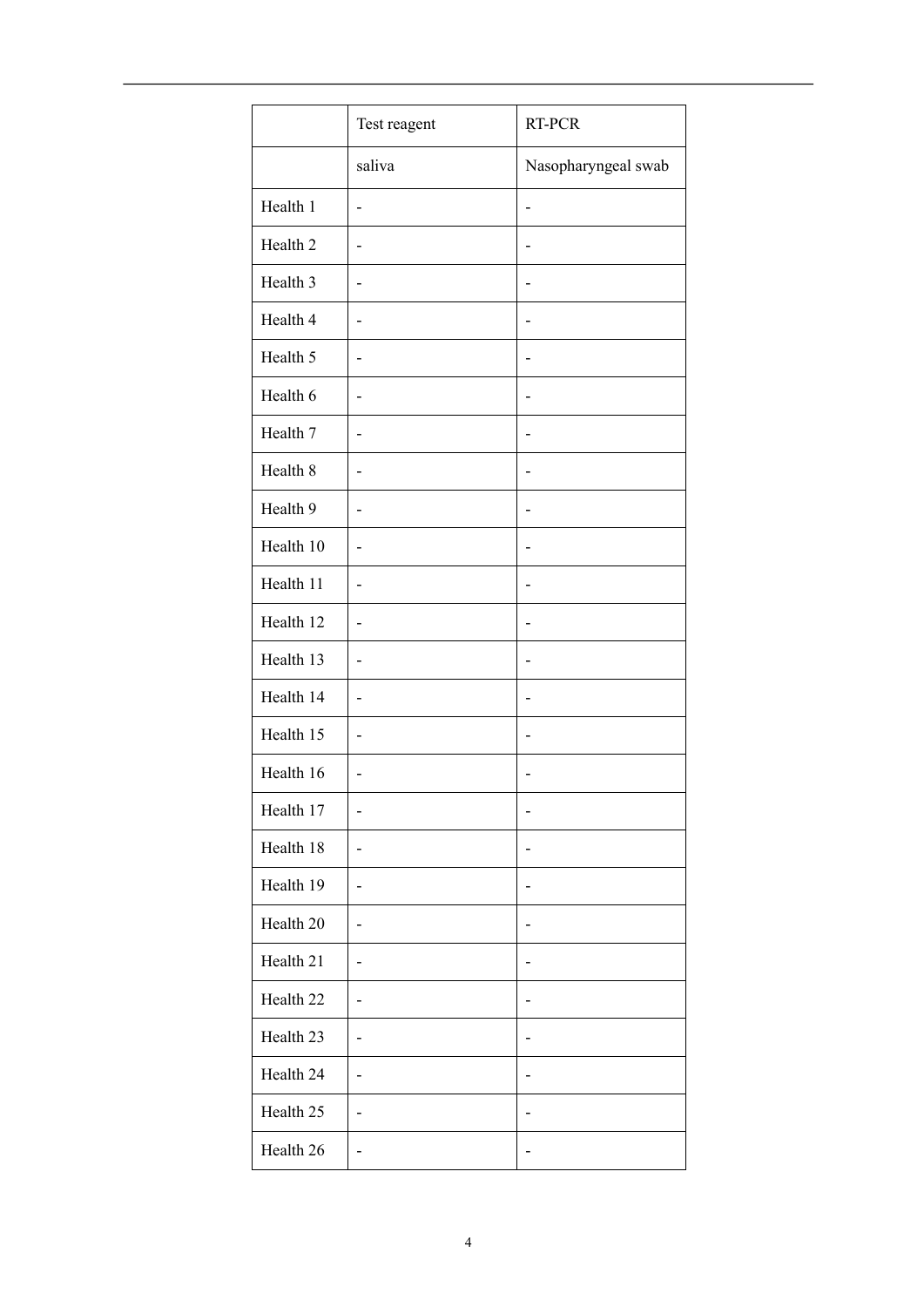| | Test reagent | RT-PCR |
|---|---|---|
| | saliva | Nasopharyngeal swab |
| Health 1 | - | - |
| Health 2 | - | - |
| Health 3 | - | - |
| Health 4 | - | - |
| Health 5 | - | - |
| Health 6 | - | - |
| Health 7 | - | - |
| Health 8 | - | - |
| Health 9 | - | - |
| Health 10 | - | - |
| Health 11 | - | - |
| Health 12 | - | - |
| Health 13 | - | - |
| Health 14 | - | - |
| Health 15 | - | - |
| Health 16 | - | - |
| Health 17 | - | - |
| Health 18 | - | - |
| Health 19 | - | - |
| Health 20 | - | - |
| Health 21 | - | - |
| Health 22 | - | - |
| Health 23 | - | - |
| Health 24 | - | - |
| Health 25 | - | - |
| Health 26 | - | - |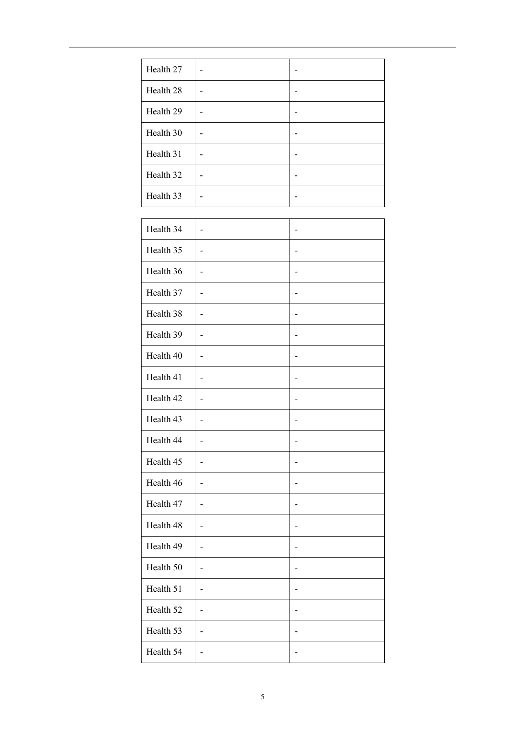| Health 27 | - | - |
|---|---|---|
| Health 28 | - | - |
| Health 29 | - | - |
| Health 30 | - | - |
| Health 31 | - | - |
| Health 32 | - | - |
| Health 33 | - | - |

| Health 34 | - | - |
|---|---|---|
| Health 35 | - | - |
| Health 36 | - | - |
| Health 37 | - | - |
| Health 38 | - | - |
| Health 39 | - | - |
| Health 40 | - | - |
| Health 41 | - | - |
| Health 42 | - | - |
| Health 43 | - | - |
| Health 44 | - | - |
| Health 45 | - | - |
| Health 46 | - | - |
| Health 47 | - | - |
| Health 48 | - | - |
| Health 49 | - | - |
| Health 50 | - | - |
| Health 51 | - | - |
| Health 52 | - | - |
| Health 53 | - | - |
| Health 54 | - | - |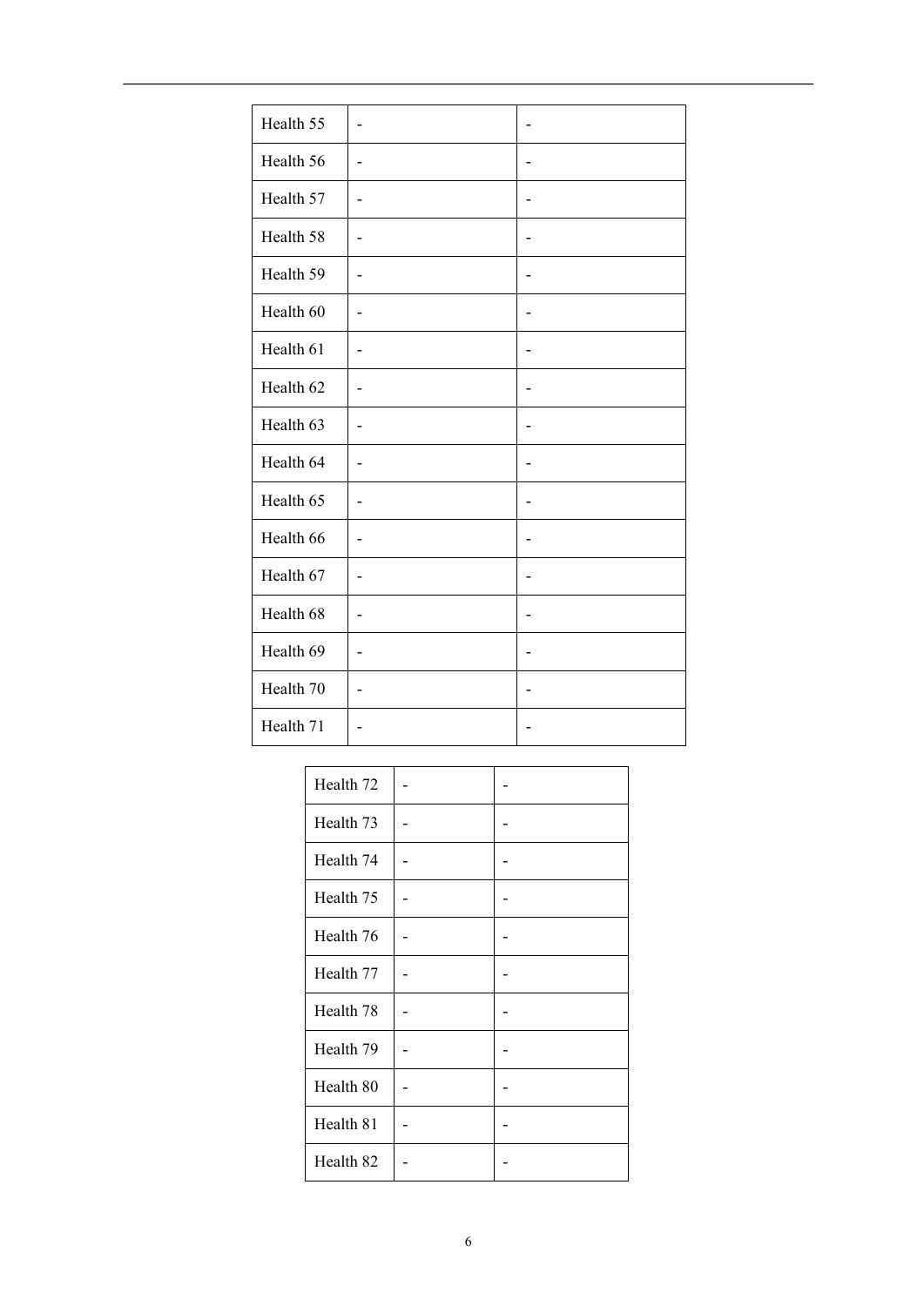| Health 55 | - | - |
|---|---|---|
| Health 56 | - | - |
| Health 57 | - | - |
| Health 58 | - | - |
| Health 59 | - | - |
| Health 60 | - | - |
| Health 61 | - | - |
| Health 62 | - | - |
| Health 63 | - | - |
| Health 64 | - | - |
| Health 65 | - | - |
| Health 66 | - | - |
| Health 67 | - | - |
| Health 68 | - | - |
| Health 69 | - | - |
| Health 70 | - | - |
| Health 71 | - | - |

| Health 72 | - | - |
|---|---|---|
| Health 73 | - | - |
| Health 74 | - | - |
| Health 75 | - | - |
| Health 76 | - | - |
| Health 77 | - | - |
| Health 78 | - | - |
| Health 79 | - | - |
| Health 80 | - | - |
| Health 81 | - | - |
| Health 82 | - | - |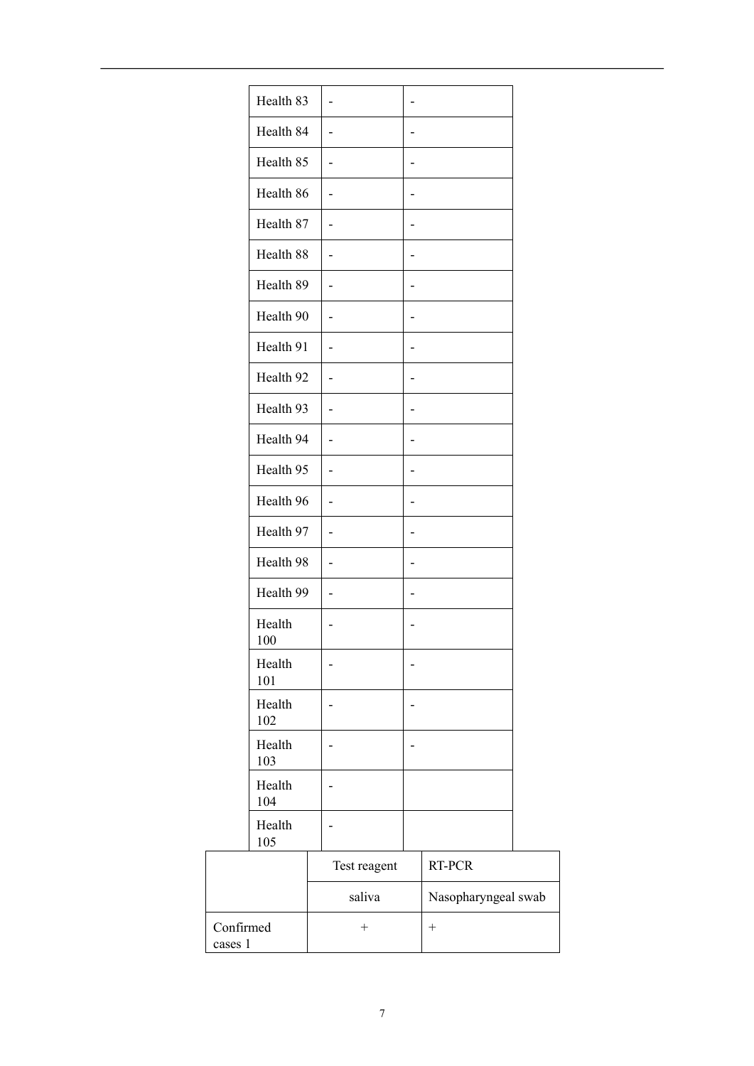| | | |
|---|---|---|
| Health 83 | - | - |
| Health 84 | - | - |
| Health 85 | - | - |
| Health 86 | - | - |
| Health 87 | - | - |
| Health 88 | - | - |
| Health 89 | - | - |
| Health 90 | - | - |
| Health 91 | - | - |
| Health 92 | - | - |
| Health 93 | - | - |
| Health 94 | - | - |
| Health 95 | - | - |
| Health 96 | - | - |
| Health 97 | - | - |
| Health 98 | - | - |
| Health 99 | - | - |
| Health 100 | - | - |
| Health 101 | - | - |
| Health 102 | - | - |
| Health 103 | - | - |
| Health 104 | - | |
| Health 105 | - | |

| | Test reagent | RT-PCR |
|---|---|---|
| | saliva | Nasopharyngeal swab |
| Confirmed cases 1 | + | + |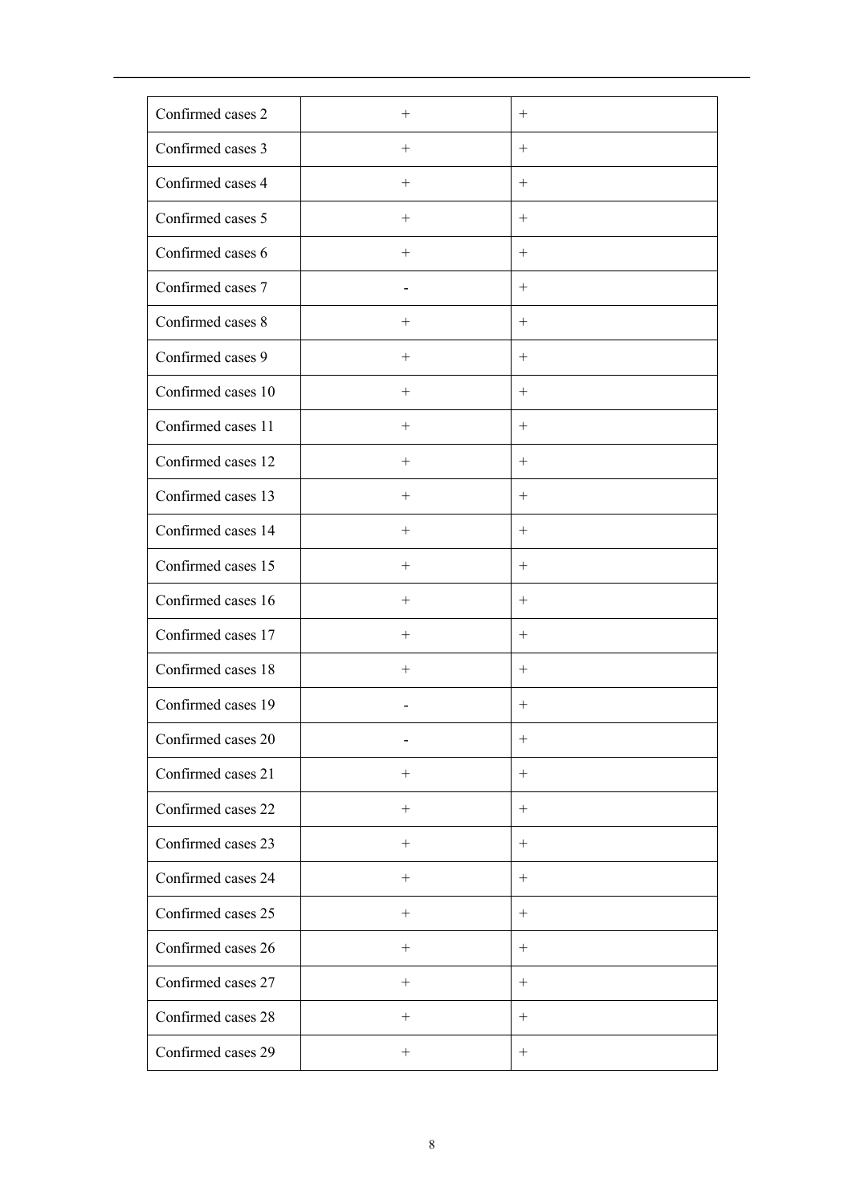| Confirmed cases 2 | + | + |
|---|---|---|
| Confirmed cases 3 | + | + |
| Confirmed cases 4 | + | + |
| Confirmed cases 5 | + | + |
| Confirmed cases 6 | + | + |
| Confirmed cases 7 | - | + |
| Confirmed cases 8 | + | + |
| Confirmed cases 9 | + | + |
| Confirmed cases 10 | + | + |
| Confirmed cases 11 | + | + |
| Confirmed cases 12 | + | + |
| Confirmed cases 13 | + | + |
| Confirmed cases 14 | + | + |
| Confirmed cases 15 | + | + |
| Confirmed cases 16 | + | + |
| Confirmed cases 17 | + | + |
| Confirmed cases 18 | + | + |
| Confirmed cases 19 | - | + |
| Confirmed cases 20 | - | + |
| Confirmed cases 21 | + | + |
| Confirmed cases 22 | + | + |
| Confirmed cases 23 | + | + |
| Confirmed cases 24 | + | + |
| Confirmed cases 25 | + | + |
| Confirmed cases 26 | + | + |
| Confirmed cases 27 | + | + |
| Confirmed cases 28 | + | + |
| Confirmed cases 29 | + | + |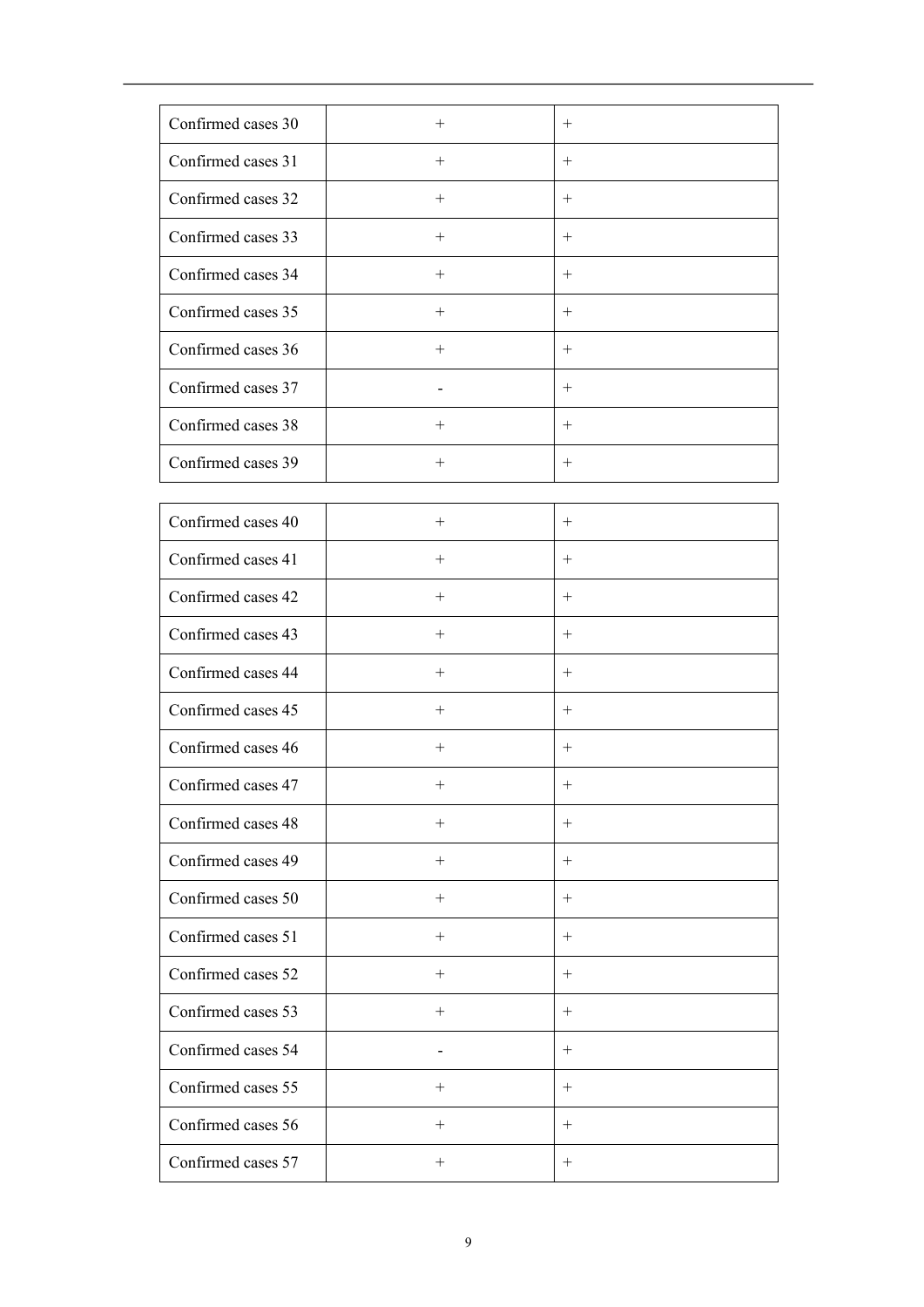| Confirmed cases 30 | + | + |
|---|---|---|
| Confirmed cases 31 | + | + |
| Confirmed cases 32 | + | + |
| Confirmed cases 33 | + | + |
| Confirmed cases 34 | + | + |
| Confirmed cases 35 | + | + |
| Confirmed cases 36 | + | + |
| Confirmed cases 37 | - | + |
| Confirmed cases 38 | + | + |
| Confirmed cases 39 | + | + |
| Confirmed cases 40 | + | + |
| Confirmed cases 41 | + | + |
| Confirmed cases 42 | + | + |
| Confirmed cases 43 | + | + |
| Confirmed cases 44 | + | + |
| Confirmed cases 45 | + | + |
| Confirmed cases 46 | + | + |
| Confirmed cases 47 | + | + |
| Confirmed cases 48 | + | + |
| Confirmed cases 49 | + | + |
| Confirmed cases 50 | + | + |
| Confirmed cases 51 | + | + |
| Confirmed cases 52 | + | + |
| Confirmed cases 53 | + | + |
| Confirmed cases 54 | - | + |
| Confirmed cases 55 | + | + |
| Confirmed cases 56 | + | + |
| Confirmed cases 57 | + | + |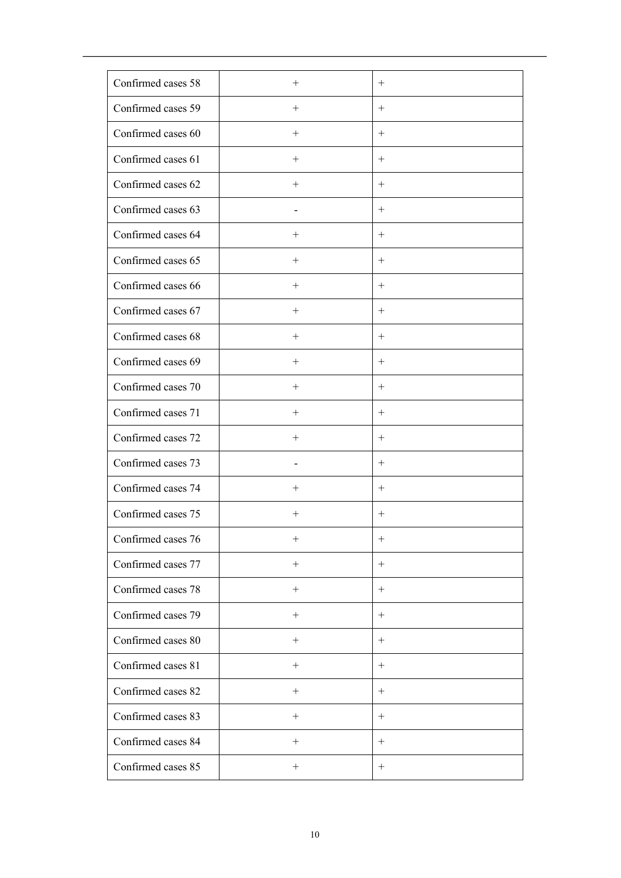| | | |
|---|---|---|
| Confirmed cases 58 | + | + |
| Confirmed cases 59 | + | + |
| Confirmed cases 60 | + | + |
| Confirmed cases 61 | + | + |
| Confirmed cases 62 | + | + |
| Confirmed cases 63 | - | + |
| Confirmed cases 64 | + | + |
| Confirmed cases 65 | + | + |
| Confirmed cases 66 | + | + |
| Confirmed cases 67 | + | + |
| Confirmed cases 68 | + | + |
| Confirmed cases 69 | + | + |
| Confirmed cases 70 | + | + |
| Confirmed cases 71 | + | + |
| Confirmed cases 72 | + | + |
| Confirmed cases 73 | - | + |
| Confirmed cases 74 | + | + |
| Confirmed cases 75 | + | + |
| Confirmed cases 76 | + | + |
| Confirmed cases 77 | + | + |
| Confirmed cases 78 | + | + |
| Confirmed cases 79 | + | + |
| Confirmed cases 80 | + | + |
| Confirmed cases 81 | + | + |
| Confirmed cases 82 | + | + |
| Confirmed cases 83 | + | + |
| Confirmed cases 84 | + | + |
| Confirmed cases 85 | + | + |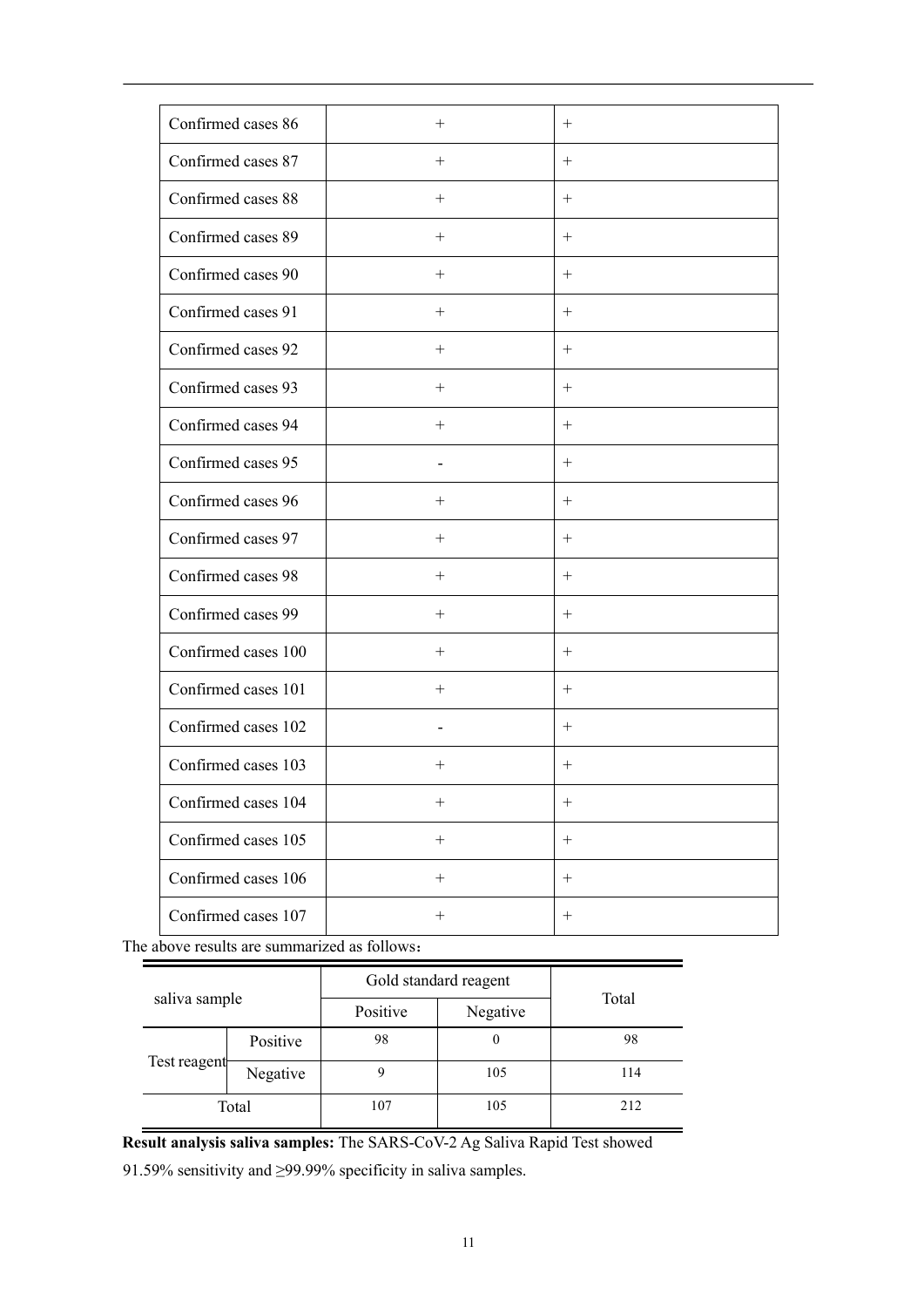| Confirmed cases 86 | + | + |
|---|---|---|
| Confirmed cases 87 | + | + |
| Confirmed cases 88 | + | + |
| Confirmed cases 89 | + | + |
| Confirmed cases 90 | + | + |
| Confirmed cases 91 | + | + |
| Confirmed cases 92 | + | + |
| Confirmed cases 93 | + | + |
| Confirmed cases 94 | + | + |
| Confirmed cases 95 | - | + |
| Confirmed cases 96 | + | + |
| Confirmed cases 97 | + | + |
| Confirmed cases 98 | + | + |
| Confirmed cases 99 | + | + |
| Confirmed cases 100 | + | + |
| Confirmed cases 101 | + | + |
| Confirmed cases 102 | - | + |
| Confirmed cases 103 | + | + |
| Confirmed cases 104 | + | + |
| Confirmed cases 105 | + | + |
| Confirmed cases 106 | + | + |
| Confirmed cases 107 | + | + |

The above results are summarized as follows：

| saliva sample | | Gold standard reagent | | Total |
|---|---|---|---|---|
| | | Positive | Negative | |
| Test reagent | Positive | 98 | 0 | 98 |
| | Negative | 9 | 105 | 114 |
| Total | | 107 | 105 | 212 |

**Result analysis saliva samples:** The SARS-CoV-2 Ag Saliva Rapid Test showed 91.59% sensitivity and ≥99.99% specificity in saliva samples.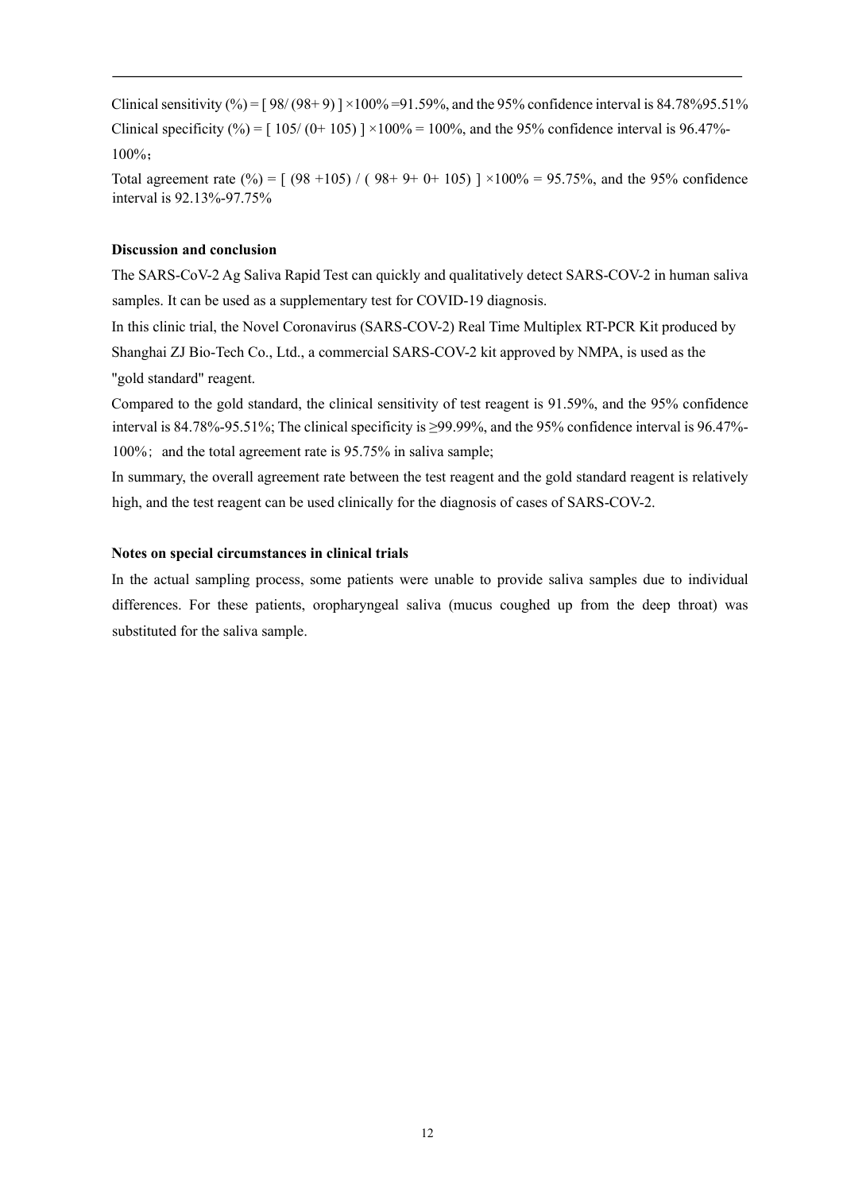Clinical sensitivity (%) = [ 98/ (98+ 9) ] ×100% =91.59%, and the 95% confidence interval is 84.78%95.51%

Clinical specificity (%) = [ 105/ (0+ 105) ] ×100% = 100%, and the 95% confidence interval is 96.47%-100%；

Total agreement rate (%) = [ (98 +105) / ( 98+ 9+ 0+ 105) ] ×100% = 95.75%, and the 95% confidence interval is 92.13%-97.75%

**Discussion and conclusion**

The SARS-CoV-2 Ag Saliva Rapid Test can quickly and qualitatively detect SARS-COV-2 in human saliva samples. It can be used as a supplementary test for COVID-19 diagnosis.

In this clinic trial, the Novel Coronavirus (SARS-COV-2) Real Time Multiplex RT-PCR Kit produced by Shanghai ZJ Bio-Tech Co., Ltd., a commercial SARS-COV-2 kit approved by NMPA, is used as the "gold standard" reagent.

Compared to the gold standard, the clinical sensitivity of test reagent is 91.59%, and the 95% confidence interval is 84.78%-95.51%; The clinical specificity is ≥99.99%, and the 95% confidence interval is 96.47%-100%；and the total agreement rate is 95.75% in saliva sample;

In summary, the overall agreement rate between the test reagent and the gold standard reagent is relatively high, and the test reagent can be used clinically for the diagnosis of cases of SARS-COV-2.

**Notes on special circumstances in clinical trials**

In the actual sampling process, some patients were unable to provide saliva samples due to individual differences. For these patients, oropharyngeal saliva (mucus coughed up from the deep throat) was substituted for the saliva sample.